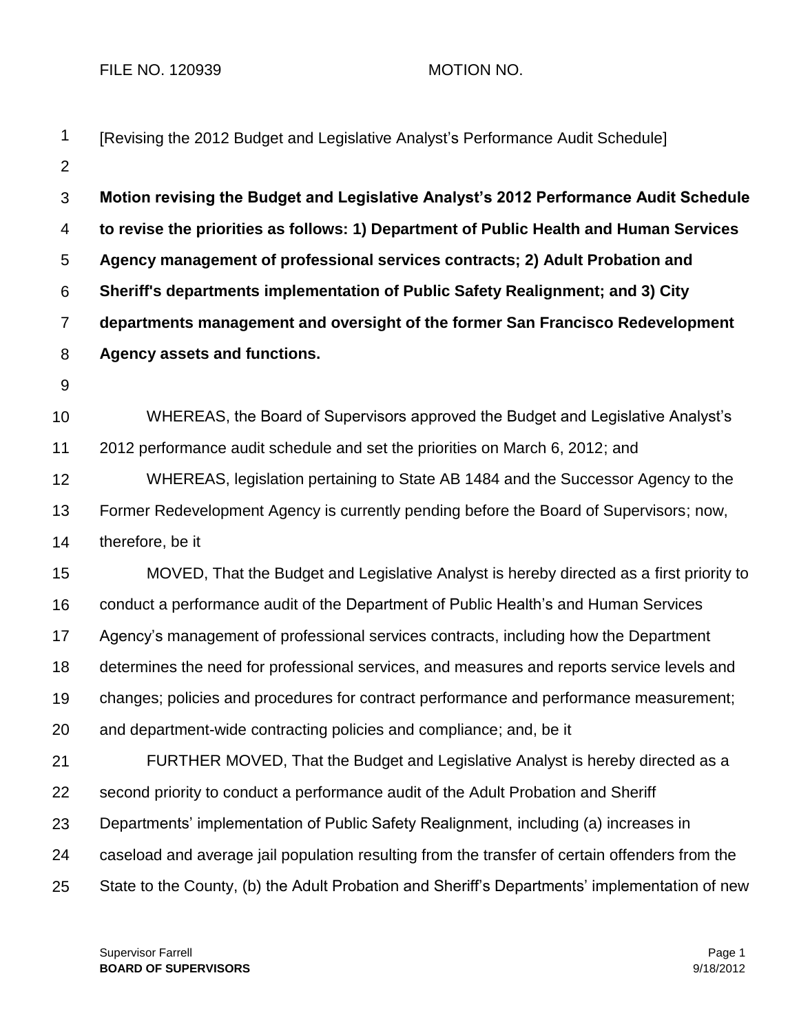FILE NO. 120939 MOTION NO.

[Revising the 2012 Budget and Legislative Analyst's Performance Audit Schedule]

**Motion revising the Budget and Legislative Analyst's 2012 Performance Audit Schedule to revise the priorities as follows: 1) Department of Public Health and Human Services Agency management of professional services contracts; 2) Adult Probation and Sheriff's departments implementation of Public Safety Realignment; and 3) City departments management and oversight of the former San Francisco Redevelopment Agency assets and functions.**

WHEREAS, the Board of Supervisors approved the Budget and Legislative Analyst's 2012 performance audit schedule and set the priorities on March 6, 2012; and

WHEREAS, legislation pertaining to State AB 1484 and the Successor Agency to the Former Redevelopment Agency is currently pending before the Board of Supervisors; now, therefore, be it

MOVED, That the Budget and Legislative Analyst is hereby directed as a first priority to conduct a performance audit of the Department of Public Health's and Human Services Agency's management of professional services contracts, including how the Department determines the need for professional services, and measures and reports service levels and changes; policies and procedures for contract performance and performance measurement; and department-wide contracting policies and compliance; and, be it

FURTHER MOVED, That the Budget and Legislative Analyst is hereby directed as a second priority to conduct a performance audit of the Adult Probation and Sheriff Departments' implementation of Public Safety Realignment, including (a) increases in caseload and average jail population resulting from the transfer of certain offenders from the State to the County, (b) the Adult Probation and Sheriff's Departments' implementation of new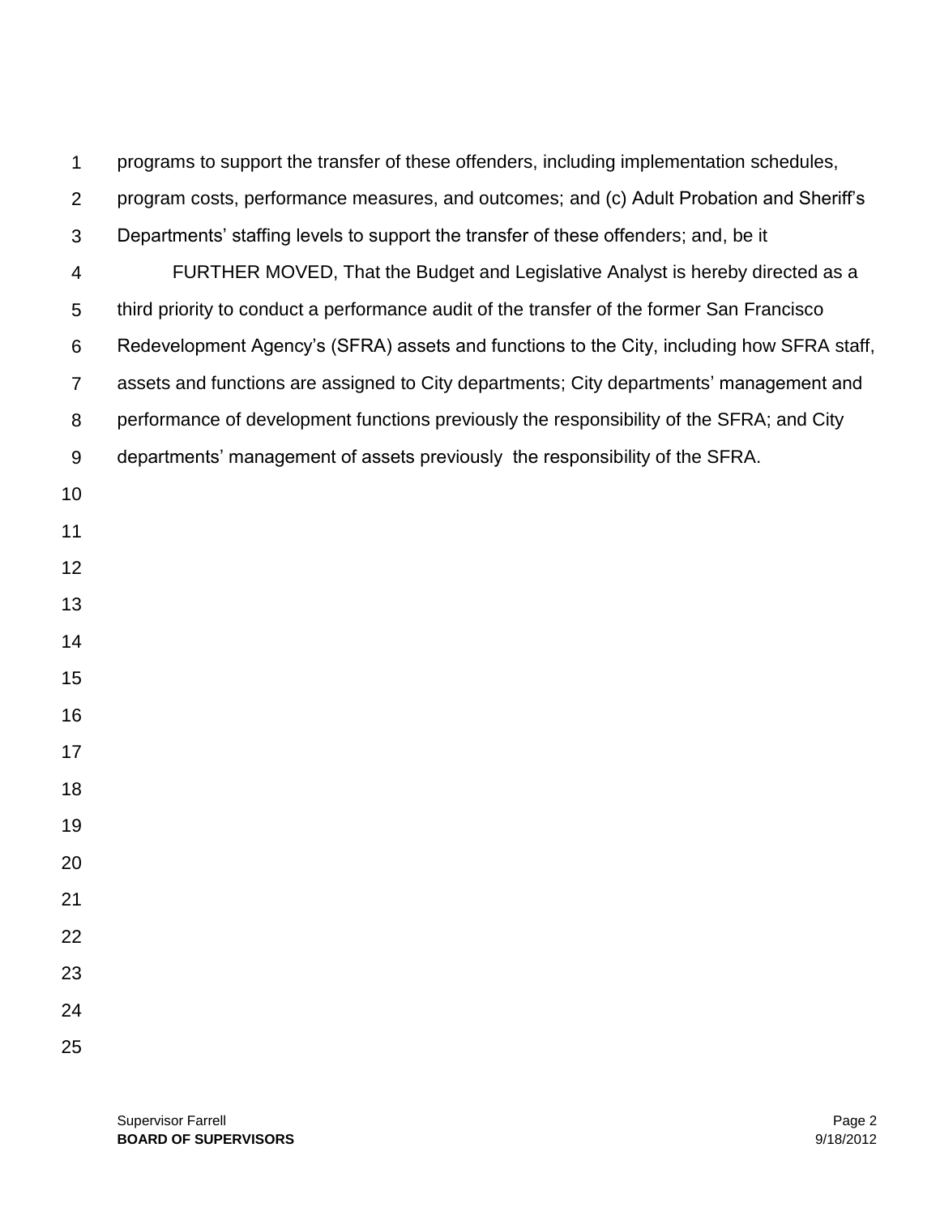programs to support the transfer of these offenders, including implementation schedules, program costs, performance measures, and outcomes; and (c) Adult Probation and Sheriff's Departments' staffing levels to support the transfer of these offenders; and, be it

FURTHER MOVED, That the Budget and Legislative Analyst is hereby directed as a third priority to conduct a performance audit of the transfer of the former San Francisco Redevelopment Agency's (SFRA) assets and functions to the City, including how SFRA staff, assets and functions are assigned to City departments; City departments' management and performance of development functions previously the responsibility of the SFRA; and City departments' management of assets previously the responsibility of the SFRA.